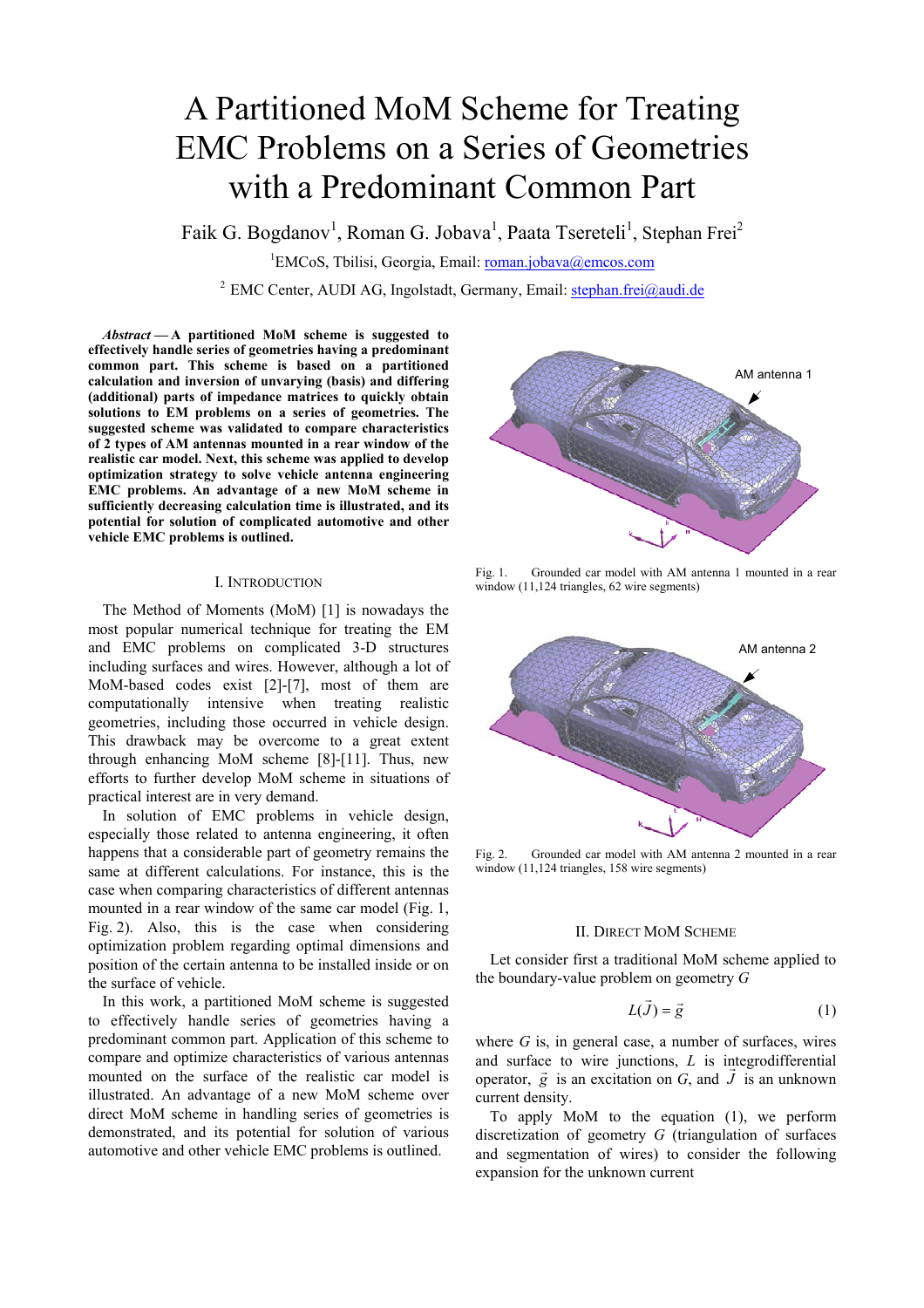# A Partitioned MoM Scheme for Treating EMC Problems on a Series of Geometries with a Predominant Common Part

Faik G. Bogdanov[1], Roman G. Jobava[1], Paata Tsereteli[1], Stephan Frei[2]

[1]EMCoS, Tbilisi, Georgia, Email: roman.jobava@emcos.com

[2] EMC Center, AUDI AG, Ingolstadt, Germany, Email: stephan.frei@audi.de

***Abstract* — A partitioned MoM scheme is suggested to effectively handle series of geometries having a predominant common part. This scheme is based on a partitioned calculation and inversion of unvarying (basis) and differing (additional) parts of impedance matrices to quickly obtain solutions to EM problems on a series of geometries. The suggested scheme was validated to compare characteristics of 2 types of AM antennas mounted in a rear window of the realistic car model. Next, this scheme was applied to develop optimization strategy to solve vehicle antenna engineering EMC problems. An advantage of a new MoM scheme in sufficiently decreasing calculation time is illustrated, and its potential for solution of complicated automotive and other vehicle EMC problems is outlined.**

## I. Introduction

The Method of Moments (MoM) [1] is nowadays the most popular numerical technique for treating the EM and EMC problems on complicated 3-D structures including surfaces and wires. However, although a lot of MoM-based codes exist [2]-[7], most of them are computationally intensive when treating realistic geometries, including those occurred in vehicle design. This drawback may be overcome to a great extent through enhancing MoM scheme [8]-[11]. Thus, new efforts to further develop MoM scheme in situations of practical interest are in very demand.

In solution of EMC problems in vehicle design, especially those related to antenna engineering, it often happens that a considerable part of geometry remains the same at different calculations. For instance, this is the case when comparing characteristics of different antennas mounted in a rear window of the same car model (Fig. 1, Fig. 2). Also, this is the case when considering optimization problem regarding optimal dimensions and position of the certain antenna to be installed inside or on the surface of vehicle.

In this work, a partitioned MoM scheme is suggested to effectively handle series of geometries having a predominant common part. Application of this scheme to compare and optimize characteristics of various antennas mounted on the surface of the realistic car model is illustrated. An advantage of a new MoM scheme over direct MoM scheme in handling series of geometries is demonstrated, and its potential for solution of various automotive and other vehicle EMC problems is outlined.

Fig. 1. Grounded car model with AM antenna 1 mounted in a rear window (11,124 triangles, 62 wire segments)

Fig. 2. Grounded car model with AM antenna 2 mounted in a rear window (11,124 triangles, 158 wire segments)

## II. Direct MoM Scheme

Let consider first a traditional MoM scheme applied to the boundary-value problem on geometry $G$

$$L(\vec{J}) = \vec{g} \qquad (1)$$

where $G$ is, in general case, a number of surfaces, wires and surface to wire junctions, $L$ is integrodifferential operator, $\vec{g}$ is an excitation on $G$, and $\vec{J}$ is an unknown current density.

To apply MoM to the equation (1), we perform discretization of geometry $G$ (triangulation of surfaces and segmentation of wires) to consider the following expansion for the unknown current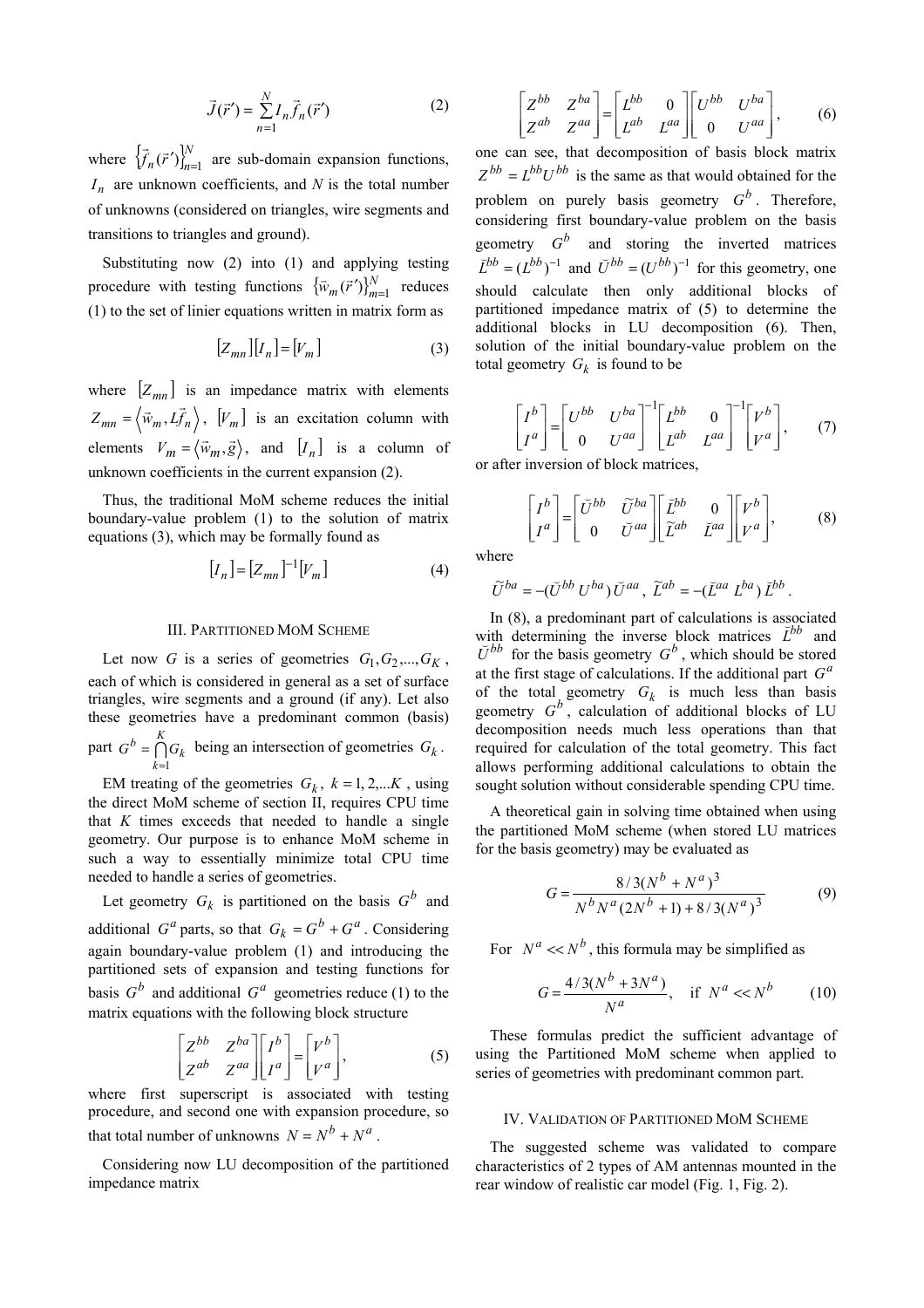$$\vec{J}(\vec{r}\,') = \sum_{n=1}^{N} I_n \vec{f}_n(\vec{r}\,') \tag{2}$$

where $\{\vec{f}_n(\vec{r}\,')\}_{n=1}^{N}$ are sub-domain expansion functions, $I_n$ are unknown coefficients, and $N$ is the total number of unknowns (considered on triangles, wire segments and transitions to triangles and ground).

Substituting now (2) into (1) and applying testing procedure with testing functions $\{\vec{w}_m(\vec{r}\,')\}_{m=1}^{N}$ reduces (1) to the set of linier equations written in matrix form as

$$[Z_{mn}][I_n] = [V_m] \tag{3}$$

where $[Z_{mn}]$ is an impedance matrix with elements $Z_{mn} = \langle \vec{w}_m, L\vec{f}_n \rangle$, $[V_m]$ is an excitation column with elements $V_m = \langle \vec{w}_m, \vec{g} \rangle$, and $[I_n]$ is a column of unknown coefficients in the current expansion (2).

Thus, the traditional MoM scheme reduces the initial boundary-value problem (1) to the solution of matrix equations (3), which may be formally found as

$$[I_n] = [Z_{mn}]^{-1}[V_m] \tag{4}$$

## III. Partitioned MoM Scheme

Let now $G$ is a series of geometries $G_1, G_2, ..., G_K$, each of which is considered in general as a set of surface triangles, wire segments and a ground (if any). Let also these geometries have a predominant common (basis) part $G^b = \bigcap_{k=1}^{K} G_k$ being an intersection of geometries $G_k$.

EM treating of the geometries $G_k$, $k = 1, 2, ...K$, using the direct MoM scheme of section II, requires CPU time that $K$ times exceeds that needed to handle a single geometry. Our purpose is to enhance MoM scheme in such a way to essentially minimize total CPU time needed to handle a series of geometries.

Let geometry $G_k$ is partitioned on the basis $G^b$ and additional $G^a$ parts, so that $G_k = G^b + G^a$. Considering again boundary-value problem (1) and introducing the partitioned sets of expansion and testing functions for basis $G^b$ and additional $G^a$ geometries reduce (1) to the matrix equations with the following block structure

$$\begin{bmatrix} Z^{bb} & Z^{ba} \\ Z^{ab} & Z^{aa} \end{bmatrix} \begin{bmatrix} I^b \\ I^a \end{bmatrix} = \begin{bmatrix} V^b \\ V^a \end{bmatrix}, \tag{5}$$

where first superscript is associated with testing procedure, and second one with expansion procedure, so that total number of unknowns $N = N^b + N^a$.

Considering now LU decomposition of the partitioned impedance matrix

$$\begin{bmatrix} Z^{bb} & Z^{ba} \\ Z^{ab} & Z^{aa} \end{bmatrix} = \begin{bmatrix} L^{bb} & 0 \\ L^{ab} & L^{aa} \end{bmatrix} \begin{bmatrix} U^{bb} & U^{ba} \\ 0 & U^{aa} \end{bmatrix}, \tag{6}$$

one can see, that decomposition of basis block matrix $Z^{bb} = L^{bb}U^{bb}$ is the same as that would obtained for the problem on purely basis geometry $G^b$. Therefore, considering first boundary-value problem on the basis geometry $G^b$ and storing the inverted matrices $\breve{L}^{bb} = (L^{bb})^{-1}$ and $\breve{U}^{bb} = (U^{bb})^{-1}$ for this geometry, one should calculate then only additional blocks of partitioned impedance matrix of (5) to determine the additional blocks in LU decomposition (6). Then, solution of the initial boundary-value problem on the total geometry $G_k$ is found to be

$$\begin{bmatrix} I^b \\ I^a \end{bmatrix} = \begin{bmatrix} U^{bb} & U^{ba} \\ 0 & U^{aa} \end{bmatrix}^{-1} \begin{bmatrix} L^{bb} & 0 \\ L^{ab} & L^{aa} \end{bmatrix}^{-1} \begin{bmatrix} V^b \\ V^a \end{bmatrix}, \tag{7}$$

or after inversion of block matrices,

$$\begin{bmatrix} I^b \\ I^a \end{bmatrix} = \begin{bmatrix} \breve{U}^{bb} & \tilde{U}^{ba} \\ 0 & \breve{U}^{aa} \end{bmatrix} \begin{bmatrix} \breve{L}^{bb} & 0 \\ \tilde{L}^{ab} & \breve{L}^{aa} \end{bmatrix} \begin{bmatrix} V^b \\ V^a \end{bmatrix}, \tag{8}$$

where

$$\tilde{U}^{ba} = -(\breve{U}^{bb}\, U^{ba})\, \breve{U}^{aa}, \quad \tilde{L}^{ab} = -(\breve{L}^{aa}\, L^{ba})\, \breve{L}^{bb}.$$

In (8), a predominant part of calculations is associated with determining the inverse block matrices $\breve{L}^{bb}$ and $\breve{U}^{bb}$ for the basis geometry $G^b$, which should be stored at the first stage of calculations. If the additional part $G^a$ of the total geometry $G_k$ is much less than basis geometry $G^b$, calculation of additional blocks of LU decomposition needs much less operations than that required for calculation of the total geometry. This fact allows performing additional calculations to obtain the sought solution without considerable spending CPU time.

A theoretical gain in solving time obtained when using the partitioned MoM scheme (when stored LU matrices for the basis geometry) may be evaluated as

$$G = \frac{8/3(N^b + N^a)^3}{N^b N^a (2N^b + 1) + 8/3(N^a)^3} \tag{9}$$

For $N^a << N^b$, this formula may be simplified as

$$G = \frac{4/3(N^b + 3N^a)}{N^a}, \quad \text{if } N^a << N^b \tag{10}$$

These formulas predict the sufficient advantage of using the Partitioned MoM scheme when applied to series of geometries with predominant common part.

## IV. Validation of Partitioned MoM Scheme

The suggested scheme was validated to compare characteristics of 2 types of AM antennas mounted in the rear window of realistic car model (Fig. 1, Fig. 2).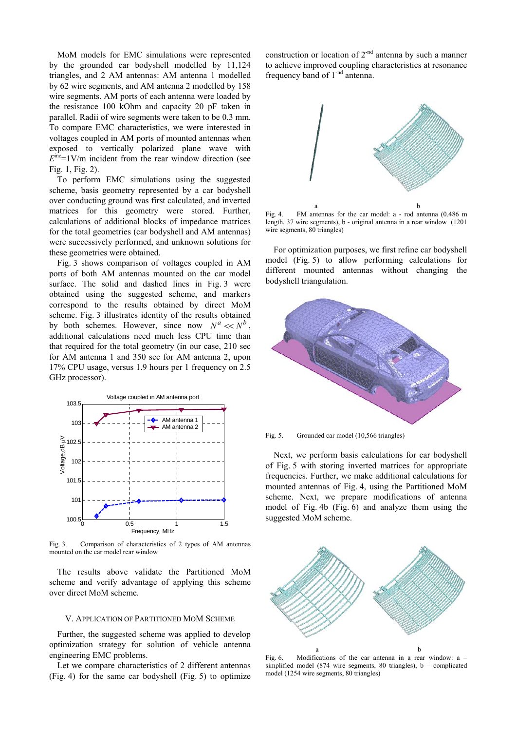MoM models for EMC simulations were represented by the grounded car bodyshell modelled by 11,124 triangles, and 2 AM antennas: AM antenna 1 modelled by 62 wire segments, and AM antenna 2 modelled by 158 wire segments. AM ports of each antenna were loaded by the resistance 100 kOhm and capacity 20 pF taken in parallel. Radii of wire segments were taken to be 0.3 mm. To compare EMC characteristics, we were interested in voltages coupled in AM ports of mounted antennas when exposed to vertically polarized plane wave with $E^{inc}$=1V/m incident from the rear window direction (see Fig. 1, Fig. 2).

To perform EMC simulations using the suggested scheme, basis geometry represented by a car bodyshell over conducting ground was first calculated, and inverted matrices for this geometry were stored. Further, calculations of additional blocks of impedance matrices for the total geometries (car bodyshell and AM antennas) were successively performed, and unknown solutions for these geometries were obtained.

Fig. 3 shows comparison of voltages coupled in AM ports of both AM antennas mounted on the car model surface. The solid and dashed lines in Fig. 3 were obtained using the suggested scheme, and markers correspond to the results obtained by direct MoM scheme. Fig. 3 illustrates identity of the results obtained by both schemes. However, since now $N^a << N^b$, additional calculations need much less CPU time than that required for the total geometry (in our case, 210 sec for AM antenna 1 and 350 sec for AM antenna 2, upon 17% CPU usage, versus 1.9 hours per 1 frequency on 2.5 GHz processor).

Fig. 3. Comparison of characteristics of 2 types of AM antennas mounted on the car model rear window

The results above validate the Partitioned MoM scheme and verify advantage of applying this scheme over direct MoM scheme.

## V. Application of Partitioned MoM Scheme

Further, the suggested scheme was applied to develop optimization strategy for solution of vehicle antenna engineering EMC problems.

Let we compare characteristics of 2 different antennas (Fig. 4) for the same car bodyshell (Fig. 5) to optimize construction or location of 2-nd antenna by such a manner to achieve improved coupling characteristics at resonance frequency band of 1-nd antenna.

Fig. 4. FM antennas for the car model: a - rod antenna (0.486 m length, 37 wire segments), b - original antenna in a rear window (1201 wire segments, 80 triangles)

For optimization purposes, we first refine car bodyshell model (Fig. 5) to allow performing calculations for different mounted antennas without changing the bodyshell triangulation.

Fig. 5. Grounded car model (10,566 triangles)

Next, we perform basis calculations for car bodyshell of Fig. 5 with storing inverted matrices for appropriate frequencies. Further, we make additional calculations for mounted antennas of Fig. 4, using the Partitioned MoM scheme. Next, we prepare modifications of antenna model of Fig. 4b (Fig. 6) and analyze them using the suggested MoM scheme.

Fig. 6. Modifications of the car antenna in a rear window: a – simplified model (874 wire segments, 80 triangles), b – complicated model (1254 wire segments, 80 triangles)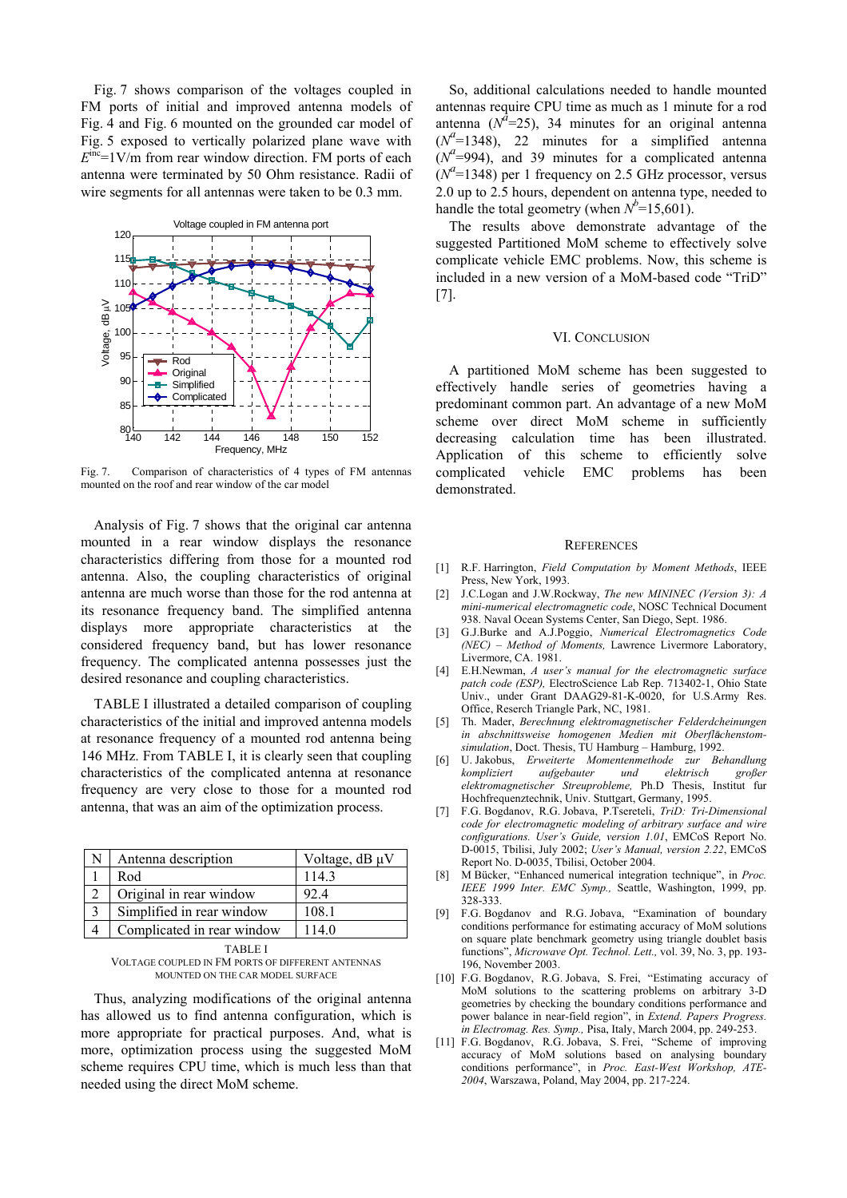Fig. 7 shows comparison of the voltages coupled in FM ports of initial and improved antenna models of Fig. 4 and Fig. 6 mounted on the grounded car model of Fig. 5 exposed to vertically polarized plane wave with $E^{inc}$=1V/m from rear window direction. FM ports of each antenna were terminated by 50 Ohm resistance. Radii of wire segments for all antennas were taken to be 0.3 mm.

Voltage coupled in FM antenna port

Voltage, dB µV

120
115
110
105
100
95
90
85
80

140 142 144 146 148 150 152

Frequency, MHz

Rod
Original
Simplified
Complicated

Fig. 7. Comparison of characteristics of 4 types of FM antennas mounted on the roof and rear window of the car model

Analysis of Fig. 7 shows that the original car antenna mounted in a rear window displays the resonance characteristics differing from those for a mounted rod antenna. Also, the coupling characteristics of original antenna are much worse than those for the rod antenna at its resonance frequency band. The simplified antenna displays more appropriate characteristics at the considered frequency band, but has lower resonance frequency. The complicated antenna possesses just the desired resonance and coupling characteristics.

TABLE I illustrated a detailed comparison of coupling characteristics of the initial and improved antenna models at resonance frequency of a mounted rod antenna being 146 MHz. From TABLE I, it is clearly seen that coupling characteristics of the complicated antenna at resonance frequency are very close to those for a mounted rod antenna, that was an aim of the optimization process.

| N | Antenna description | Voltage, dB µV |
|---|---|---|
| 1 | Rod | 114.3 |
| 2 | Original in rear window | 92.4 |
| 3 | Simplified in rear window | 108.1 |
| 4 | Complicated in rear window | 114.0 |

TABLE I
VOLTAGE COUPLED IN FM PORTS OF DIFFERENT ANTENNAS MOUNTED ON THE CAR MODEL SURFACE

Thus, analyzing modifications of the original antenna has allowed us to find antenna configuration, which is more appropriate for practical purposes. And, what is more, optimization process using the suggested MoM scheme requires CPU time, which is much less than that needed using the direct MoM scheme.

So, additional calculations needed to handle mounted antennas require CPU time as much as 1 minute for a rod antenna ($N^a$=25), 34 minutes for an original antenna ($N^a$=1348), 22 minutes for a simplified antenna ($N^a$=994), and 39 minutes for a complicated antenna ($N^a$=1348) per 1 frequency on 2.5 GHz processor, versus 2.0 up to 2.5 hours, dependent on antenna type, needed to handle the total geometry (when $N^b$=15,601).

The results above demonstrate advantage of the suggested Partitioned MoM scheme to effectively solve complicate vehicle EMC problems. Now, this scheme is included in a new version of a MoM-based code "TriD" [7].

## VI. Conclusion

A partitioned MoM scheme has been suggested to effectively handle series of geometries having a predominant common part. An advantage of a new MoM scheme over direct MoM scheme in sufficiently decreasing calculation time has been illustrated. Application of this scheme to efficiently solve complicated vehicle EMC problems has been demonstrated.

## References

[1] R.F. Harrington, *Field Computation by Moment Methods*, IEEE Press, New York, 1993.

[2] J.C.Logan and J.W.Rockway, *The new MININEC (Version 3): A mini-numerical electromagnetic code*, NOSC Technical Document 938. Naval Ocean Systems Center, San Diego, Sept. 1986.

[3] G.J.Burke and A.J.Poggio, *Numerical Electromagnetics Code (NEC) – Method of Moments,* Lawrence Livermore Laboratory, Livermore, CA. 1981.

[4] E.H.Newman, *A user's manual for the electromagnetic surface patch code (ESP),* ElectroScience Lab Rep. 713402-1, Ohio State Univ., under Grant DAAG29-81-K-0020, for U.S.Army Res. Office, Reserch Triangle Park, NC, 1981.

[5] Th. Mader, *Berechnung elektromagnetischer Felderdcheinungen in abschnittsweise homogenen Medien mit Oberflächenstom-simulation*, Doct. Thesis, TU Hamburg – Hamburg, 1992.

[6] U. Jakobus, *Erweiterte Momentenmethode zur Behandlung kompliziert aufgebauter und elektrisch großer elektromagnetischer Streuprobleme,* Ph.D Thesis, Institut fur Hochfrequenztechnik, Univ. Stuttgart, Germany, 1995.

[7] F.G. Bogdanov, R.G. Jobava, P.Tsereteli, *TriD: Tri-Dimensional code for electromagnetic modeling of arbitrary surface and wire configurations. User's Guide, version 1.01*, EMCoS Report No. D-0015, Tbilisi, July 2002; *User's Manual, version 2.22*, EMCoS Report No. D-0035, Tbilisi, October 2004.

[8] M Bücker, "Enhanced numerical integration technique", in *Proc. IEEE 1999 Inter. EMC Symp.,* Seattle, Washington, 1999, pp. 328-333.

[9] F.G. Bogdanov and R.G. Jobava, "Examination of boundary conditions performance for estimating accuracy of MoM solutions on square plate benchmark geometry using triangle doublet basis functions", *Microwave Opt. Technol. Lett.,* vol. 39, No. 3, pp. 193-196, November 2003.

[10] F.G. Bogdanov, R.G. Jobava, S. Frei, "Estimating accuracy of MoM solutions to the scattering problems on arbitrary 3-D geometries by checking the boundary conditions performance and power balance in near-field region", in *Extend. Papers Progress. in Electromag. Res. Symp.,* Pisa, Italy, March 2004, pp. 249-253.

[11] F.G. Bogdanov, R.G. Jobava, S. Frei, "Scheme of improving accuracy of MoM solutions based on analysing boundary conditions performance", in *Proc. East-West Workshop, ATE-2004*, Warszawa, Poland, May 2004, pp. 217-224.